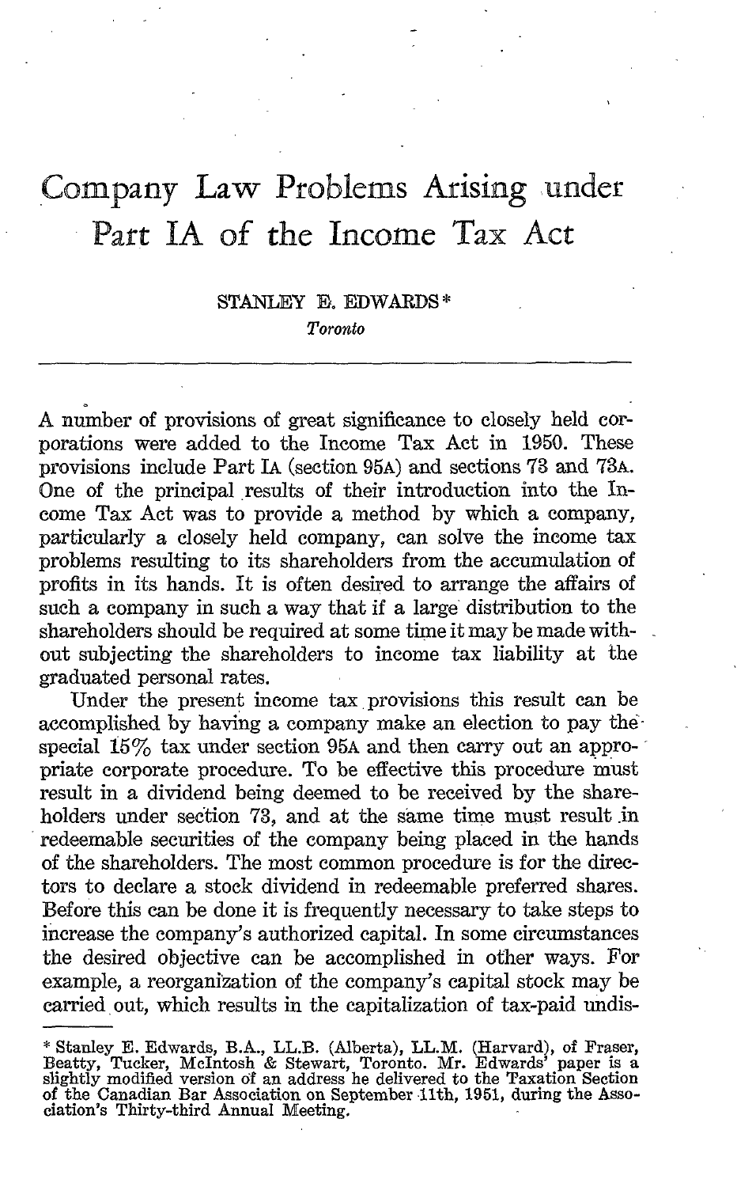# Company Law Problems Arising under Part IA of the Income Tax Act

STANLEY E. EDWARDS*
*Toronto*

---

A number of provisions of great significance to closely held corporations were added to the Income Tax Act in 1950. These provisions include Part IA (section 95A) and sections 73 and 73A. One of the principal results of their introduction into the Income Tax Act was to provide a method by which a company, particularly a closely held company, can solve the income tax problems resulting to its shareholders from the accumulation of profits in its hands. It is often desired to arrange the affairs of such a company in such a way that if a large distribution to the shareholders should be required at some time it may be made without subjecting the shareholders to income tax liability at the graduated personal rates.

Under the present income tax provisions this result can be accomplished by having a company make an election to pay the special 15% tax under section 95A and then carry out an appropriate corporate procedure. To be effective this procedure must result in a dividend being deemed to be received by the shareholders under section 73, and at the same time must result in redeemable securities of the company being placed in the hands of the shareholders. The most common procedure is for the directors to declare a stock dividend in redeemable preferred shares. Before this can be done it is frequently necessary to take steps to increase the company's authorized capital. In some circumstances the desired objective can be accomplished in other ways. For example, a reorganization of the company's capital stock may be carried out, which results in the capitalization of tax-paid undis-

---

\* Stanley E. Edwards, B.A., LL.B. (Alberta), LL.M. (Harvard), of Fraser, Beatty, Tucker, McIntosh & Stewart, Toronto. Mr. Edwards' paper is a slightly modified version of an address he delivered to the Taxation Section of the Canadian Bar Association on September 11th, 1951, during the Association's Thirty-third Annual Meeting.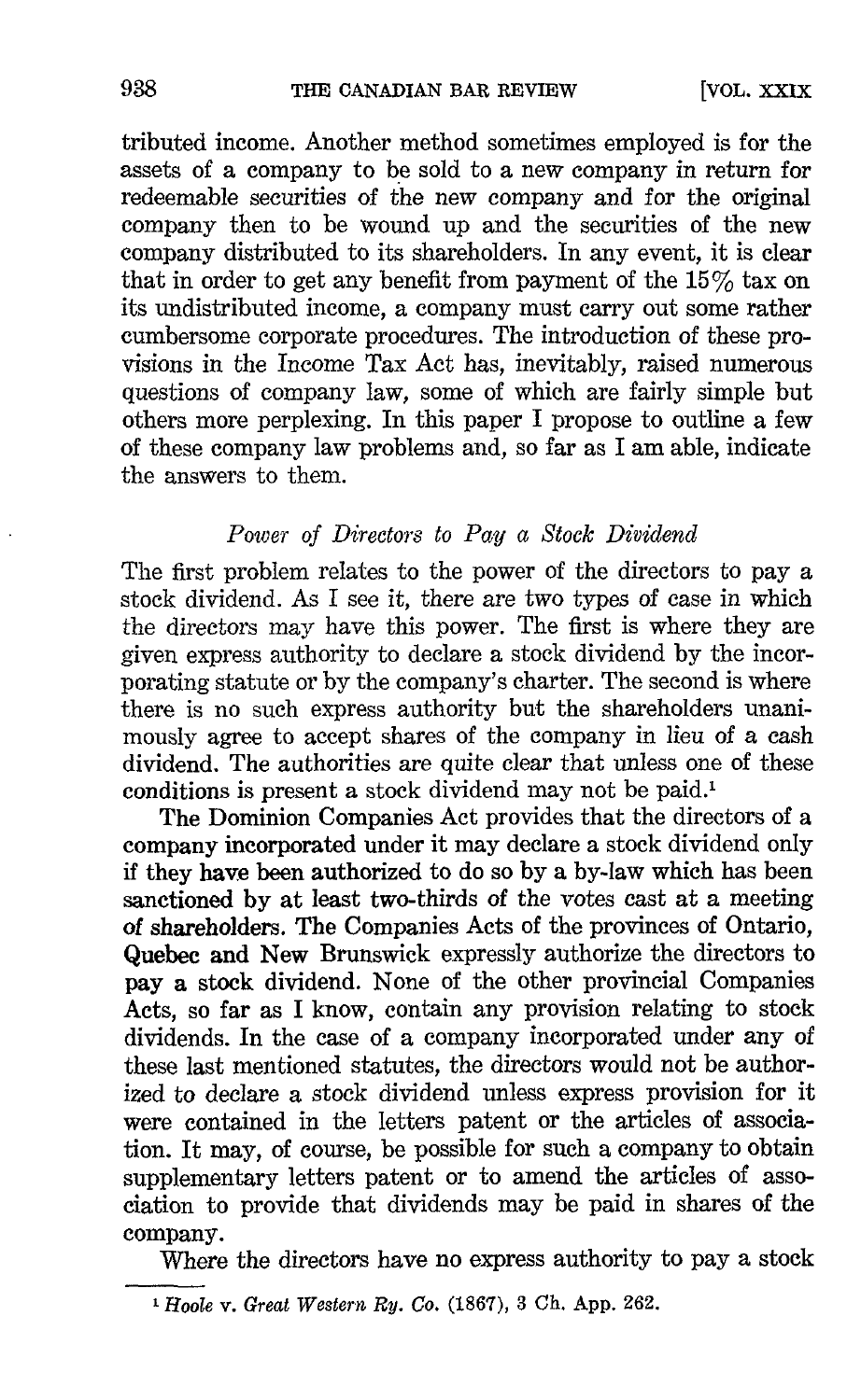tributed income. Another method sometimes employed is for the assets of a company to be sold to a new company in return for redeemable securities of the new company and for the original company then to be wound up and the securities of the new company distributed to its shareholders. In any event, it is clear that in order to get any benefit from payment of the 15% tax on its undistributed income, a company must carry out some rather cumbersome corporate procedures. The introduction of these provisions in the Income Tax Act has, inevitably, raised numerous questions of company law, some of which are fairly simple but others more perplexing. In this paper I propose to outline a few of these company law problems and, so far as I am able, indicate the answers to them.

### *Power of Directors to Pay a Stock Dividend*

The first problem relates to the power of the directors to pay a stock dividend. As I see it, there are two types of case in which the directors may have this power. The first is where they are given express authority to declare a stock dividend by the incorporating statute or by the company's charter. The second is where there is no such express authority but the shareholders unanimously agree to accept shares of the company in lieu of a cash dividend. The authorities are quite clear that unless one of these conditions is present a stock dividend may not be paid.[1]

The Dominion Companies Act provides that the directors of a company incorporated under it may declare a stock dividend only if they have been authorized to do so by a by-law which has been sanctioned by at least two-thirds of the votes cast at a meeting of shareholders. The Companies Acts of the provinces of Ontario, Quebec and New Brunswick expressly authorize the directors to pay a stock dividend. None of the other provincial Companies Acts, so far as I know, contain any provision relating to stock dividends. In the case of a company incorporated under any of these last mentioned statutes, the directors would not be authorized to declare a stock dividend unless express provision for it were contained in the letters patent or the articles of association. It may, of course, be possible for such a company to obtain supplementary letters patent or to amend the articles of association to provide that dividends may be paid in shares of the company.

Where the directors have no express authority to pay a stock

[1] *Hoole* v. *Great Western Ry. Co.* (1867), 3 Ch. App. 262.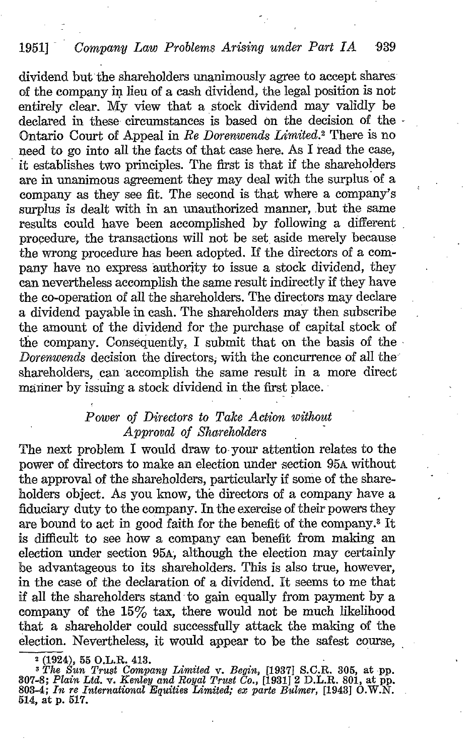dividend but the shareholders unanimously agree to accept shares of the company in lieu of a cash dividend, the legal position is not entirely clear. My view that a stock dividend may validly be declared in these circumstances is based on the decision of the Ontario Court of Appeal in *Re Dorenwends Limited*.[2] There is no need to go into all the facts of that case here. As I read the case, it establishes two principles. The first is that if the shareholders are in unanimous agreement they may deal with the surplus of a company as they see fit. The second is that where a company's surplus is dealt with in an unauthorized manner, but the same results could have been accomplished by following a different procedure, the transactions will not be set aside merely because the wrong procedure has been adopted. If the directors of a company have no express authority to issue a stock dividend, they can nevertheless accomplish the same result indirectly if they have the co-operation of all the shareholders. The directors may declare a dividend payable in cash. The shareholders may then subscribe the amount of the dividend for the purchase of capital stock of the company. Consequently, I submit that on the basis of the *Dorenwends* decision the directors, with the concurrence of all the shareholders, can accomplish the same result in a more direct manner by issuing a stock dividend in the first place.

### *Power of Directors to Take Action without Approval of Shareholders*

The next problem I would draw to your attention relates to the power of directors to make an election under section 95A without the approval of the shareholders, particularly if some of the shareholders object. As you know, the directors of a company have a fiduciary duty to the company. In the exercise of their powers they are bound to act in good faith for the benefit of the company.[3] It is difficult to see how a company can benefit from making an election under section 95A, although the election may certainly be advantageous to its shareholders. This is also true, however, in the case of the declaration of a dividend. It seems to me that if all the shareholders stand to gain equally from payment by a company of the 15% tax, there would not be much likelihood that a shareholder could successfully attack the making of the election. Nevertheless, it would appear to be the safest course,

[2] (1924), 55 O.L.R. 413.

[3] *The Sun Trust Company Limited* v. *Begin*, [1937] S.C.R. 305, at pp. 307-8; *Plain Ltd.* v. *Kenley and Royal Trust Co.*, [1931] 2 D.L.R. 801, at pp. 803-4; *In re International Equities Limited; ex parte Bulmer*, [1943] O.W.N. 514, at p. 517.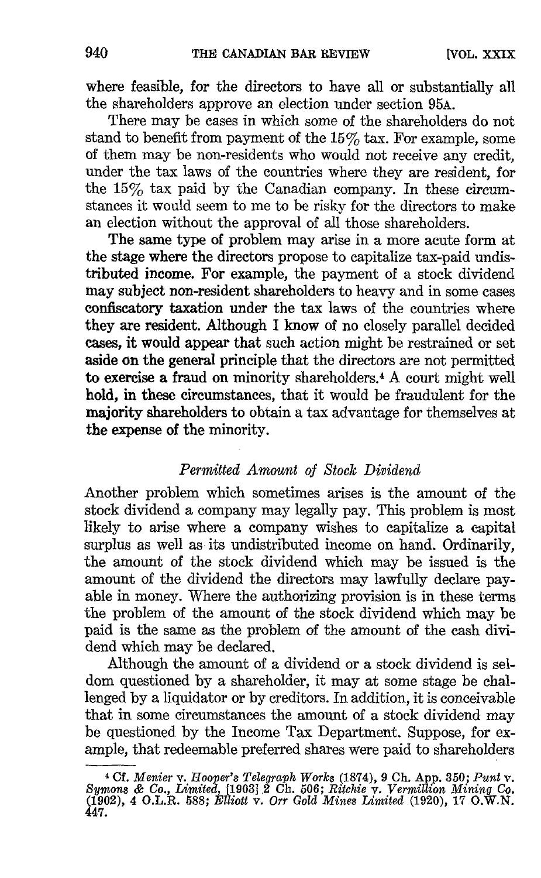where feasible, for the directors to have all or substantially all the shareholders approve an election under section 95A.

There may be cases in which some of the shareholders do not stand to benefit from payment of the 15% tax. For example, some of them may be non-residents who would not receive any credit, under the tax laws of the countries where they are resident, for the 15% tax paid by the Canadian company. In these circumstances it would seem to me to be risky for the directors to make an election without the approval of all those shareholders.

The same type of problem may arise in a more acute form at the stage where the directors propose to capitalize tax-paid undistributed income. For example, the payment of a stock dividend may subject non-resident shareholders to heavy and in some cases confiscatory taxation under the tax laws of the countries where they are resident. Although I know of no closely parallel decided cases, it would appear that such action might be restrained or set aside on the general principle that the directors are not permitted to exercise a fraud on minority shareholders.[4] A court might well hold, in these circumstances, that it would be fraudulent for the majority shareholders to obtain a tax advantage for themselves at the expense of the minority.

### *Permitted Amount of Stock Dividend*

Another problem which sometimes arises is the amount of the stock dividend a company may legally pay. This problem is most likely to arise where a company wishes to capitalize a capital surplus as well as its undistributed income on hand. Ordinarily, the amount of the stock dividend which may be issued is the amount of the dividend the directors may lawfully declare payable in money. Where the authorizing provision is in these terms the problem of the amount of the stock dividend which may be paid is the same as the problem of the amount of the cash dividend which may be declared.

Although the amount of a dividend or a stock dividend is seldom questioned by a shareholder, it may at some stage be challenged by a liquidator or by creditors. In addition, it is conceivable that in some circumstances the amount of a stock dividend may be questioned by the Income Tax Department. Suppose, for example, that redeemable preferred shares were paid to shareholders

---

[4] Cf. *Menier* v. *Hooper's Telegraph Works* (1874), 9 Ch. App. 350; *Punt* v. *Symons & Co., Limited*, [1903] 2 Ch. 506; *Ritchie* v. *Vermillion Mining Co.* (1902), 4 O.L.R. 588; *Elliott* v. *Orr Gold Mines Limited* (1920), 17 O.W.N. 447.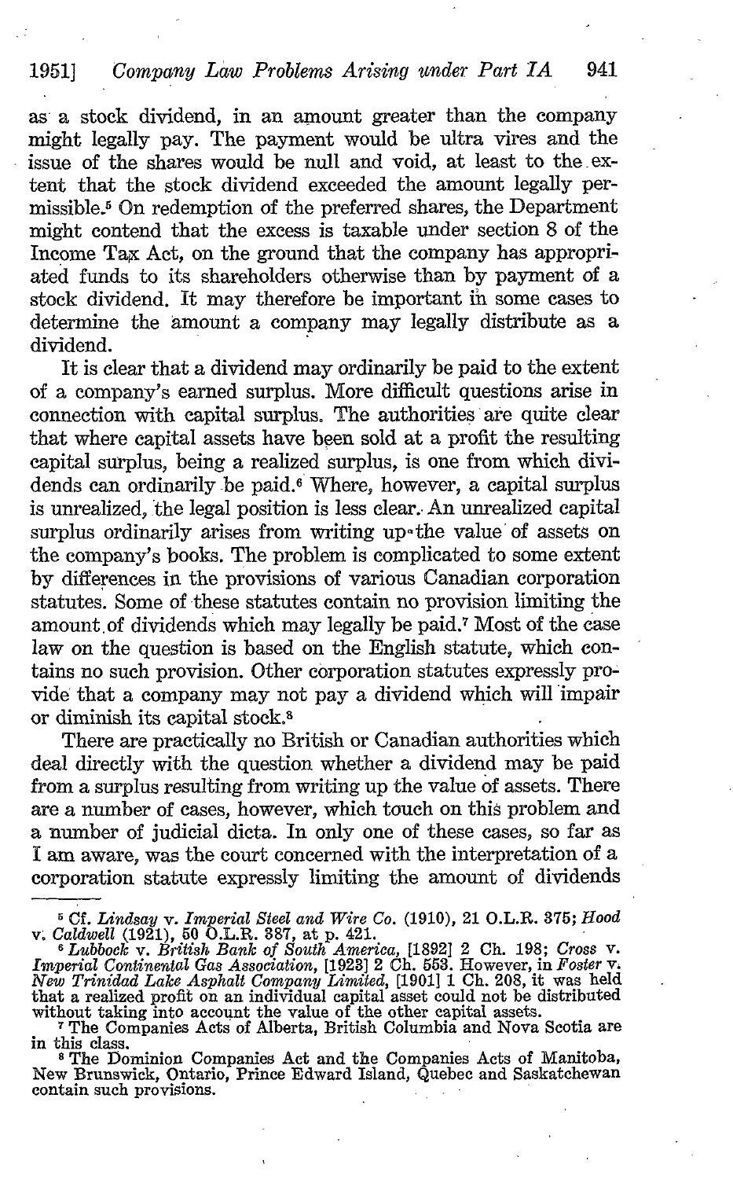as a stock dividend, in an amount greater than the company might legally pay. The payment would be ultra vires and the issue of the shares would be null and void, at least to the extent that the stock dividend exceeded the amount legally permissible.[5] On redemption of the preferred shares, the Department might contend that the excess is taxable under section 8 of the Income Tax Act, on the ground that the company has appropriated funds to its shareholders otherwise than by payment of a stock dividend. It may therefore be important in some cases to determine the amount a company may legally distribute as a dividend.

It is clear that a dividend may ordinarily be paid to the extent of a company's earned surplus. More difficult questions arise in connection with capital surplus. The authorities are quite clear that where capital assets have been sold at a profit the resulting capital surplus, being a realized surplus, is one from which dividends can ordinarily be paid.[6] Where, however, a capital surplus is unrealized, the legal position is less clear. An unrealized capital surplus ordinarily arises from writing up the value of assets on the company's books. The problem is complicated to some extent by differences in the provisions of various Canadian corporation statutes. Some of these statutes contain no provision limiting the amount of dividends which may legally be paid.[7] Most of the case law on the question is based on the English statute, which contains no such provision. Other corporation statutes expressly provide that a company may not pay a dividend which will impair or diminish its capital stock.[8]

There are practically no British or Canadian authorities which deal directly with the question whether a dividend may be paid from a surplus resulting from writing up the value of assets. There are a number of cases, however, which touch on this problem and a number of judicial dicta. In only one of these cases, so far as I am aware, was the court concerned with the interpretation of a corporation statute expressly limiting the amount of dividends

---

[5] Cf. *Lindsay* v. *Imperial Steel and Wire Co.* (1910), 21 O.L.R. 375; *Hood* v. *Caldwell* (1921), 50 O.L.R. 387, at p. 421.

[6] *Lubbock* v. *British Bank of South America*, [1892] 2 Ch. 198; *Cross* v. *Imperial Continental Gas Association*, [1923] 2 Ch. 553. However, in *Foster* v. *New Trinidad Lake Asphalt Company Limited*, [1901] 1 Ch. 208, it was held that a realized profit on an individual capital asset could not be distributed without taking into account the value of the other capital assets.

[7] The Companies Acts of Alberta, British Columbia and Nova Scotia are in this class.

[8] The Dominion Companies Act and the Companies Acts of Manitoba, New Brunswick, Ontario, Prince Edward Island, Quebec and Saskatchewan contain such provisions.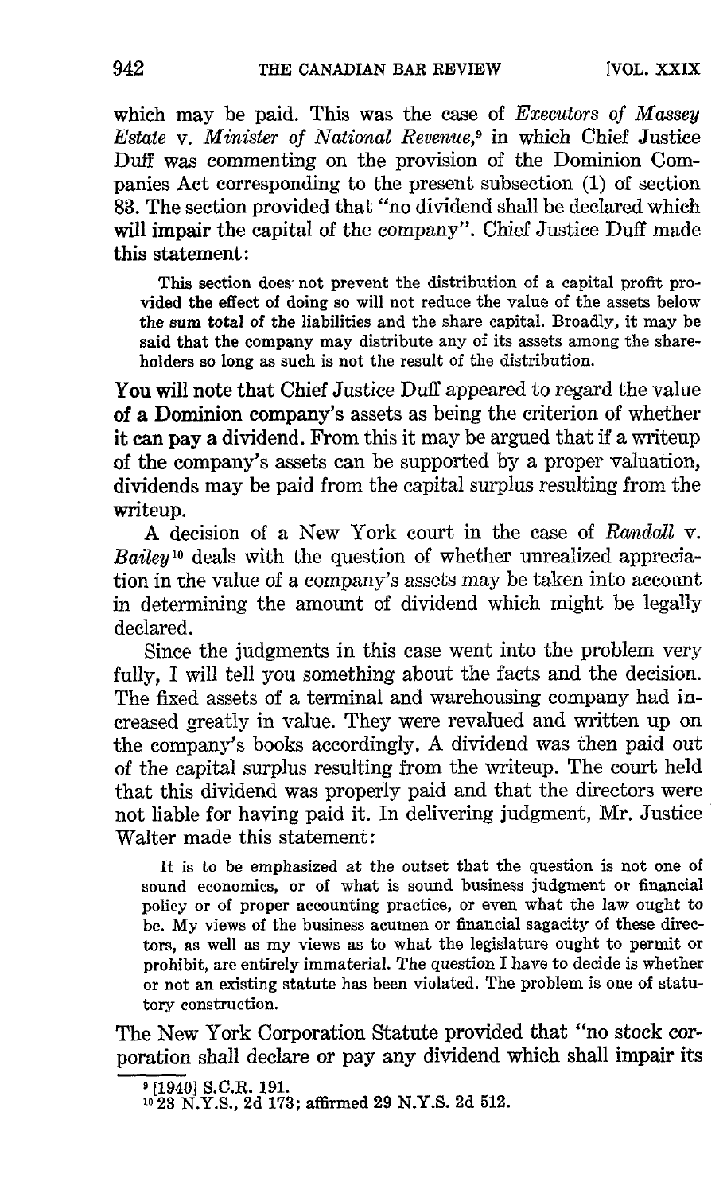which may be paid. This was the case of *Executors of Massey Estate* v. *Minister of National Revenue*,[9] in which Chief Justice Duff was commenting on the provision of the Dominion Companies Act corresponding to the present subsection (1) of section 83. The section provided that "no dividend shall be declared which will impair the capital of the company". Chief Justice Duff made this statement:

> This section does not prevent the distribution of a capital profit provided the effect of doing so will not reduce the value of the assets below the sum total of the liabilities and the share capital. Broadly, it may be said that the company may distribute any of its assets among the shareholders so long as such is not the result of the distribution.

You will note that Chief Justice Duff appeared to regard the value of a Dominion company's assets as being the criterion of whether it can pay a dividend. From this it may be argued that if a writeup of the company's assets can be supported by a proper valuation, dividends may be paid from the capital surplus resulting from the writeup.

A decision of a New York court in the case of *Randall* v. *Bailey*[10] deals with the question of whether unrealized appreciation in the value of a company's assets may be taken into account in determining the amount of dividend which might be legally declared.

Since the judgments in this case went into the problem very fully, I will tell you something about the facts and the decision. The fixed assets of a terminal and warehousing company had increased greatly in value. They were revalued and written up on the company's books accordingly. A dividend was then paid out of the capital surplus resulting from the writeup. The court held that this dividend was properly paid and that the directors were not liable for having paid it. In delivering judgment, Mr. Justice Walter made this statement:

> It is to be emphasized at the outset that the question is not one of sound economics, or of what is sound business judgment or financial policy or of proper accounting practice, or even what the law ought to be. My views of the business acumen or financial sagacity of these directors, as well as my views as to what the legislature ought to permit or prohibit, are entirely immaterial. The question I have to decide is whether or not an existing statute has been violated. The problem is one of statutory construction.

The New York Corporation Statute provided that "no stock corporation shall declare or pay any dividend which shall impair its

[9] [1940] S.C.R. 191.

[10] 23 N.Y.S., 2d 173; affirmed 29 N.Y.S. 2d 512.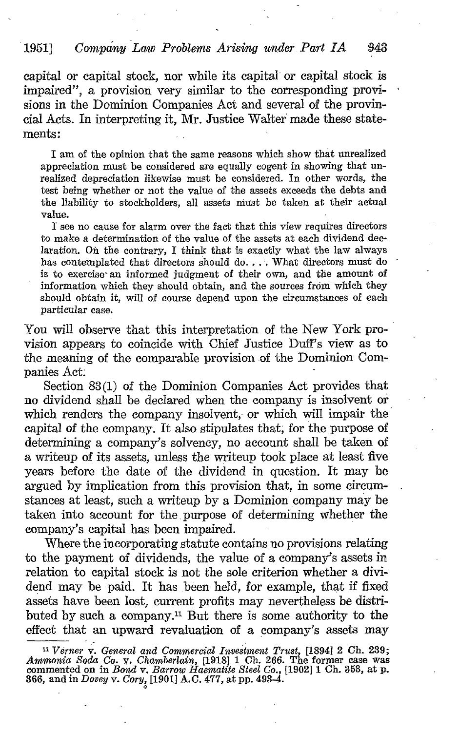capital or capital stock, nor while its capital or capital stock is impaired", a provision very similar to the corresponding provisions in the Dominion Companies Act and several of the provincial Acts. In interpreting it, Mr. Justice Walter made these statements:

> I am of the opinion that the same reasons which show that unrealized appreciation must be considered are equally cogent in showing that unrealized depreciation likewise must be considered. In other words, the test being whether or not the value of the assets exceeds the debts and the liability to stockholders, all assets must be taken at their actual value.
>
> I see no cause for alarm over the fact that this view requires directors to make a determination of the value of the assets at each dividend declaration. On the contrary, I think that is exactly what the law always has contemplated that directors should do. . . . What directors must do is to exercise an informed judgment of their own, and the amount of information which they should obtain, and the sources from which they should obtain it, will of course depend upon the circumstances of each particular case.

You will observe that this interpretation of the New York provision appears to coincide with Chief Justice Duff's view as to the meaning of the comparable provision of the Dominion Companies Act.

Section 83(1) of the Dominion Companies Act provides that no dividend shall be declared when the company is insolvent or which renders the company insolvent, or which will impair the capital of the company. It also stipulates that, for the purpose of determining a company's solvency, no account shall be taken of a writeup of its assets, unless the writeup took place at least five years before the date of the dividend in question. It may be argued by implication from this provision that, in some circumstances at least, such a writeup by a Dominion company may be taken into account for the purpose of determining whether the company's capital has been impaired.

Where the incorporating statute contains no provisions relating to the payment of dividends, the value of a company's assets in relation to capital stock is not the sole criterion whether a dividend may be paid. It has been held, for example, that if fixed assets have been lost, current profits may nevertheless be distributed by such a company.[11] But there is some authority to the effect that an upward revaluation of a company's assets may

---

[11] *Verner* v. *General and Commercial Investment Trust*, [1894] 2 Ch. 239; *Ammonia Soda Co.* v. *Chamberlain*, [1918] 1 Ch. 266. The former case was commented on in *Bond* v. *Barrow Haematite Steel Co.*, [1902] 1 Ch. 353, at p. 366, and in *Dovey* v. *Cory*, [1901] A.C. 477, at pp. 493-4.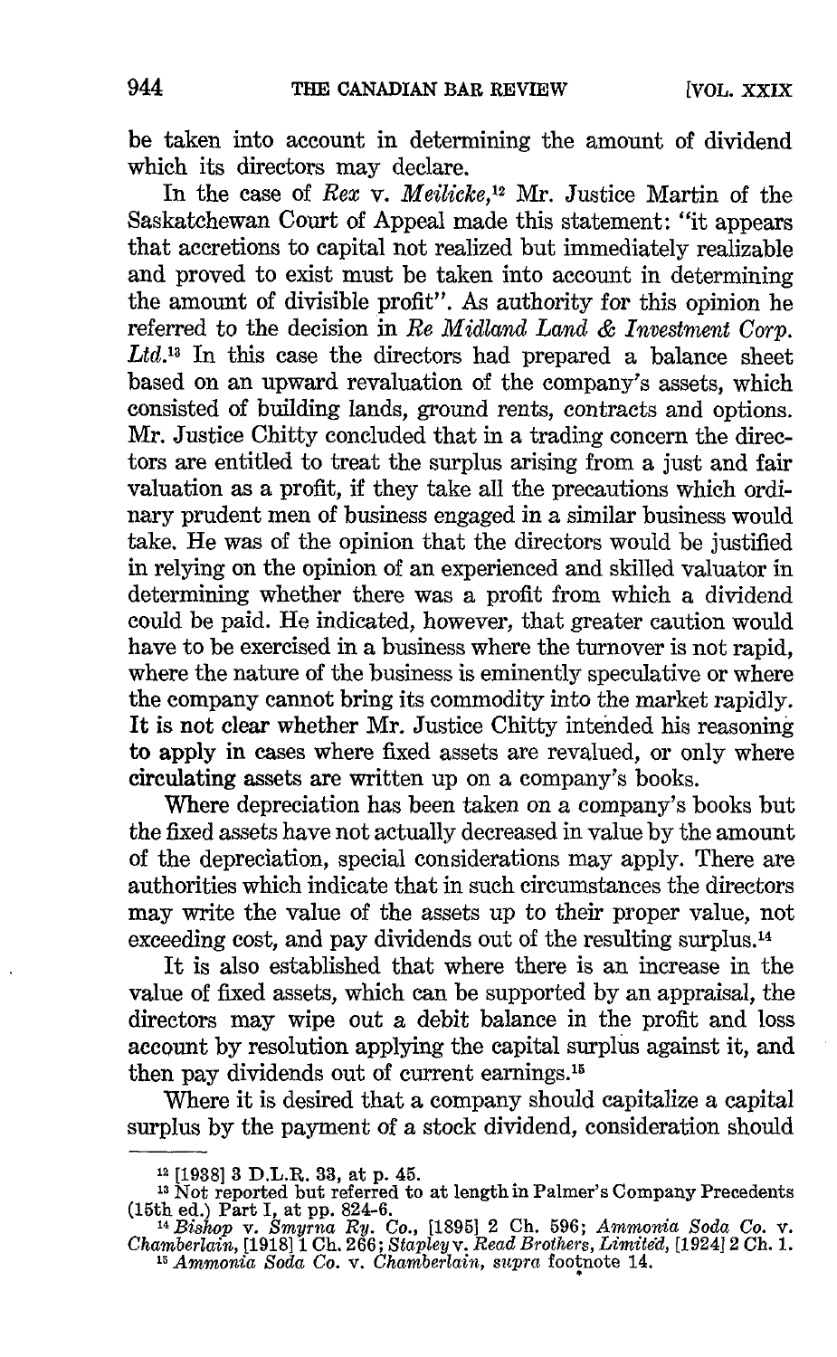be taken into account in determining the amount of dividend which its directors may declare.

In the case of *Rex* v. *Meilicke*,[12] Mr. Justice Martin of the Saskatchewan Court of Appeal made this statement: "it appears that accretions to capital not realized but immediately realizable and proved to exist must be taken into account in determining the amount of divisible profit". As authority for this opinion he referred to the decision in *Re Midland Land & Investment Corp. Ltd.*[13] In this case the directors had prepared a balance sheet based on an upward revaluation of the company's assets, which consisted of building lands, ground rents, contracts and options. Mr. Justice Chitty concluded that in a trading concern the directors are entitled to treat the surplus arising from a just and fair valuation as a profit, if they take all the precautions which ordinary prudent men of business engaged in a similar business would take. He was of the opinion that the directors would be justified in relying on the opinion of an experienced and skilled valuator in determining whether there was a profit from which a dividend could be paid. He indicated, however, that greater caution would have to be exercised in a business where the turnover is not rapid, where the nature of the business is eminently speculative or where the company cannot bring its commodity into the market rapidly. It is not clear whether Mr. Justice Chitty intended his reasoning to apply in cases where fixed assets are revalued, or only where circulating assets are written up on a company's books.

Where depreciation has been taken on a company's books but the fixed assets have not actually decreased in value by the amount of the depreciation, special considerations may apply. There are authorities which indicate that in such circumstances the directors may write the value of the assets up to their proper value, not exceeding cost, and pay dividends out of the resulting surplus.[14]

It is also established that where there is an increase in the value of fixed assets, which can be supported by an appraisal, the directors may wipe out a debit balance in the profit and loss account by resolution applying the capital surplus against it, and then pay dividends out of current earnings.[15]

Where it is desired that a company should capitalize a capital surplus by the payment of a stock dividend, consideration should

---

[12] [1938] 3 D.L.R. 33, at p. 45.

[13] Not reported but referred to at length in Palmer's Company Precedents (15th ed.) Part I, at pp. 824-6.

[14] *Bishop* v. *Smyrna Ry. Co.*, [1895] 2 Ch. 596; *Ammonia Soda Co.* v. *Chamberlain*, [1918] 1 Ch. 266; *Stapley* v. *Read Brothers, Limited*, [1924] 2 Ch. 1.

[15] *Ammonia Soda Co.* v. *Chamberlain*, *supra* footnote 14.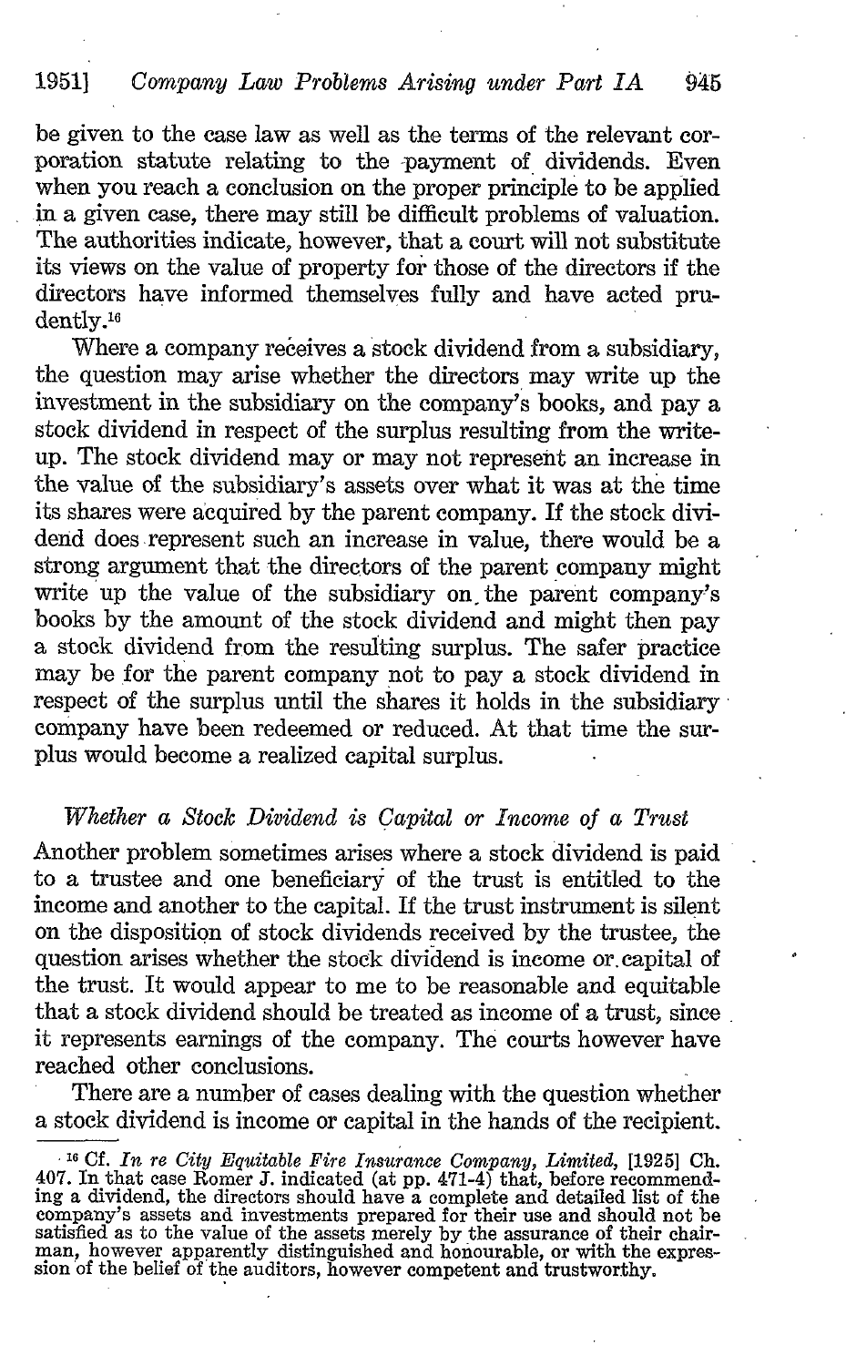be given to the case law as well as the terms of the relevant corporation statute relating to the payment of dividends. Even when you reach a conclusion on the proper principle to be applied in a given case, there may still be difficult problems of valuation. The authorities indicate, however, that a court will not substitute its views on the value of property for those of the directors if the directors have informed themselves fully and have acted prudently.[16]

Where a company receives a stock dividend from a subsidiary, the question may arise whether the directors may write up the investment in the subsidiary on the company's books, and pay a stock dividend in respect of the surplus resulting from the write-up. The stock dividend may or may not represent an increase in the value of the subsidiary's assets over what it was at the time its shares were acquired by the parent company. If the stock dividend does represent such an increase in value, there would be a strong argument that the directors of the parent company might write up the value of the subsidiary on the parent company's books by the amount of the stock dividend and might then pay a stock dividend from the resulting surplus. The safer practice may be for the parent company not to pay a stock dividend in respect of the surplus until the shares it holds in the subsidiary company have been redeemed or reduced. At that time the surplus would become a realized capital surplus.

### *Whether a Stock Dividend is Capital or Income of a Trust*

Another problem sometimes arises where a stock dividend is paid to a trustee and one beneficiary of the trust is entitled to the income and another to the capital. If the trust instrument is silent on the disposition of stock dividends received by the trustee, the question arises whether the stock dividend is income or capital of the trust. It would appear to me to be reasonable and equitable that a stock dividend should be treated as income of a trust, since it represents earnings of the company. The courts however have reached other conclusions.

There are a number of cases dealing with the question whether a stock dividend is income or capital in the hands of the recipient.

---

[16] Cf. *In re City Equitable Fire Insurance Company, Limited*, [1925] Ch. 407. In that case Romer J. indicated (at pp. 471-4) that, before recommending a dividend, the directors should have a complete and detailed list of the company's assets and investments prepared for their use and should not be satisfied as to the value of the assets merely by the assurance of their chairman, however apparently distinguished and honourable, or with the expression of the belief of the auditors, however competent and trustworthy.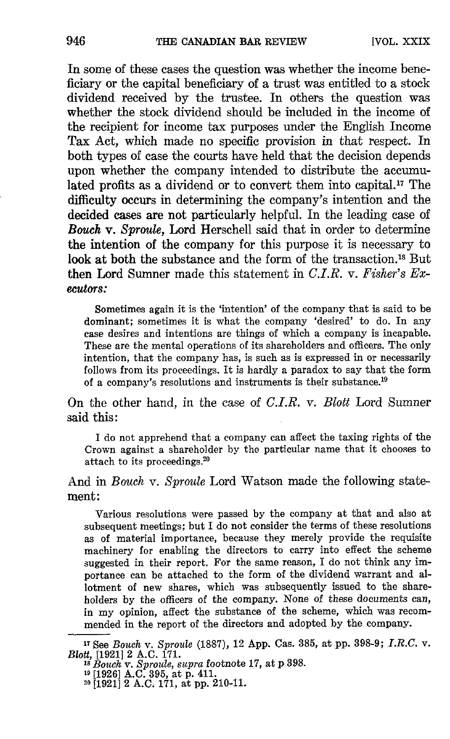In some of these cases the question was whether the income beneficiary or the capital beneficiary of a trust was entitled to a stock dividend received by the trustee. In others the question was whether the stock dividend should be included in the income of the recipient for income tax purposes under the English Income Tax Act, which made no specific provision in that respect. In both types of case the courts have held that the decision depends upon whether the company intended to distribute the accumulated profits as a dividend or to convert them into capital.[17] The difficulty occurs in determining the company's intention and the decided cases are not particularly helpful. In the leading case of *Bouch* v. *Sproule*, Lord Herschell said that in order to determine the intention of the company for this purpose it is necessary to look at both the substance and the form of the transaction.[18] But then Lord Sumner made this statement in *C.I.R.* v. *Fisher's Executors:*

> Sometimes again it is the 'intention' of the company that is said to be dominant; sometimes it is what the company 'desired' to do. In any case desires and intentions are things of which a company is incapable. These are the mental operations of its shareholders and officers. The only intention, that the company has, is such as is expressed in or necessarily follows from its proceedings. It is hardly a paradox to say that the form of a company's resolutions and instruments is their substance.[19]

On the other hand, in the case of *C.I.R.* v. *Blott* Lord Sumner said this:

> I do not apprehend that a company can affect the taxing rights of the Crown against a shareholder by the particular name that it chooses to attach to its proceedings.[20]

And in *Bouch* v. *Sproule* Lord Watson made the following statement:

> Various resolutions were passed by the company at that and also at subsequent meetings; but I do not consider the terms of these resolutions as of material importance, because they merely provide the requisite machinery for enabling the directors to carry into effect the scheme suggested in their report. For the same reason, I do not think any importance can be attached to the form of the dividend warrant and allotment of new shares, which was subsequently issued to the shareholders by the officers of the company. None of these documents can, in my opinion, affect the substance of the scheme, which was recommended in the report of the directors and adopted by the company.

---

[17] See *Bouch* v. *Sproule* (1887), 12 App. Cas. 385, at pp. 398-9; *I.R.C.* v. *Blott*, [1921] 2 A.C. 171.

[18] *Bouch* v. *Sproule, supra* footnote 17, at p 398.

[19] [1926] A.C. 395, at p. 411.

[20] [1921] 2 A.C. 171, at pp. 210-11.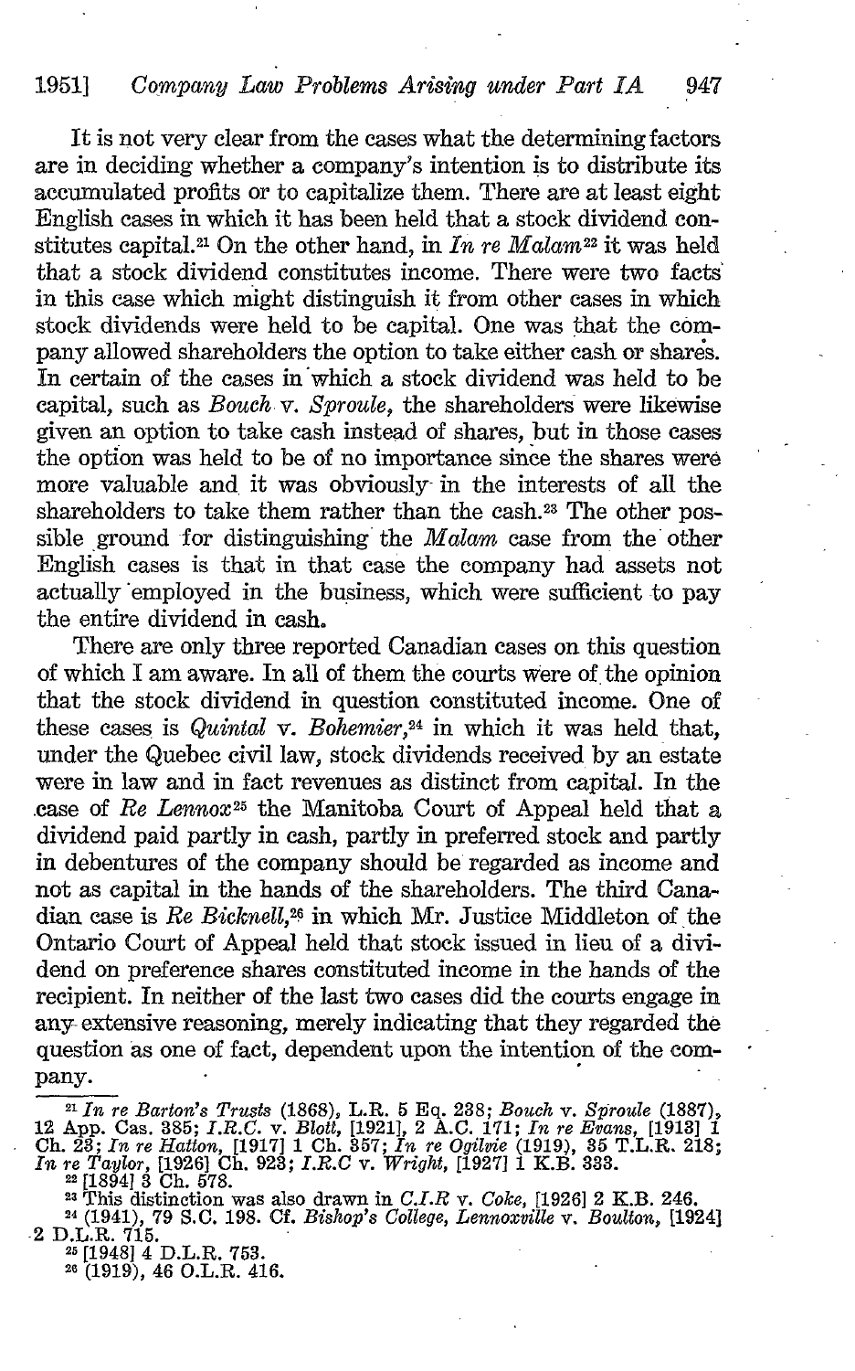It is not very clear from the cases what the determining factors are in deciding whether a company's intention is to distribute its accumulated profits or to capitalize them. There are at least eight English cases in which it has been held that a stock dividend constitutes capital.[21] On the other hand, in *In re Malam*[22] it was held that a stock dividend constitutes income. There were two facts in this case which might distinguish it from other cases in which stock dividends were held to be capital. One was that the company allowed shareholders the option to take either cash or shares. In certain of the cases in which a stock dividend was held to be capital, such as *Bouch* v. *Sproule*, the shareholders were likewise given an option to take cash instead of shares, but in those cases the option was held to be of no importance since the shares were more valuable and it was obviously in the interests of all the shareholders to take them rather than the cash.[23] The other possible ground for distinguishing the *Malam* case from the other English cases is that in that case the company had assets not actually employed in the business, which were sufficient to pay the entire dividend in cash.

There are only three reported Canadian cases on this question of which I am aware. In all of them the courts were of the opinion that the stock dividend in question constituted income. One of these cases is *Quintal* v. *Bohemier*,[24] in which it was held that, under the Quebec civil law, stock dividends received by an estate were in law and in fact revenues as distinct from capital. In the case of *Re Lennox*[25] the Manitoba Court of Appeal held that a dividend paid partly in cash, partly in preferred stock and partly in debentures of the company should be regarded as income and not as capital in the hands of the shareholders. The third Canadian case is *Re Bicknell*,[26] in which Mr. Justice Middleton of the Ontario Court of Appeal held that stock issued in lieu of a dividend on preference shares constituted income in the hands of the recipient. In neither of the last two cases did the courts engage in any extensive reasoning, merely indicating that they regarded the question as one of fact, dependent upon the intention of the company.

---

[21] *In re Barton's Trusts* (1868), L.R. 5 Eq. 238; *Bouch* v. *Sproule* (1887), 12 App. Cas. 385; *I.R.C.* v. *Blott*, [1921], 2 A.C. 171; *In re Evans*, [1913] 1 Ch. 23; *In re Hatton*, [1917] 1 Ch. 357; *In re Ogilvie* (1919), 35 T.L.R. 218; *In re Taylor*, [1926] Ch. 923; *I.R.C* v. *Wright*, [1927] 1 K.B. 333.

[22] [1894] 3 Ch. 578.

[23] This distinction was also drawn in *C.I.R* v. *Coke*, [1926] 2 K.B. 246.

[24] (1941), 79 S.C. 198. Cf. *Bishop's College, Lennoxville* v. *Boulton*, [1924] 2 D.L.R. 715.

[25] [1948] 4 D.L.R. 753.

[26] (1919), 46 O.L.R. 416.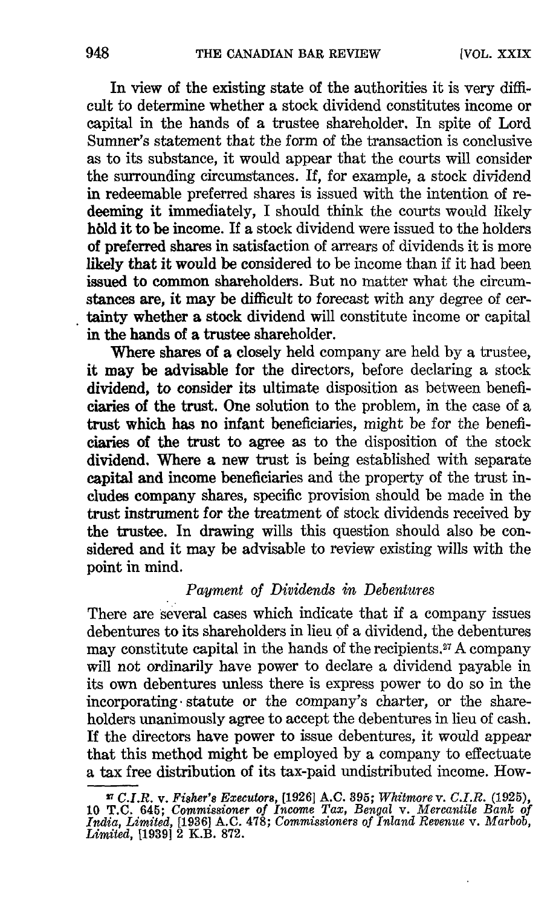In view of the existing state of the authorities it is very difficult to determine whether a stock dividend constitutes income or capital in the hands of a trustee shareholder. In spite of Lord Sumner's statement that the form of the transaction is conclusive as to its substance, it would appear that the courts will consider the surrounding circumstances. If, for example, a stock dividend in redeemable preferred shares is issued with the intention of redeeming it immediately, I should think the courts would likely hold it to be income. If a stock dividend were issued to the holders of preferred shares in satisfaction of arrears of dividends it is more likely that it would be considered to be income than if it had been issued to common shareholders. But no matter what the circumstances are, it may be difficult to forecast with any degree of certainty whether a stock dividend will constitute income or capital in the hands of a trustee shareholder.

Where shares of a closely held company are held by a trustee, it may be advisable for the directors, before declaring a stock dividend, to consider its ultimate disposition as between beneficiaries of the trust. One solution to the problem, in the case of a trust which has no infant beneficiaries, might be for the beneficiaries of the trust to agree as to the disposition of the stock dividend. Where a new trust is being established with separate capital and income beneficiaries and the property of the trust includes company shares, specific provision should be made in the trust instrument for the treatment of stock dividends received by the trustee. In drawing wills this question should also be considered and it may be advisable to review existing wills with the point in mind.

### *Payment of Dividends in Debentures*

There are several cases which indicate that if a company issues debentures to its shareholders in lieu of a dividend, the debentures may constitute capital in the hands of the recipients.[27] A company will not ordinarily have power to declare a dividend payable in its own debentures unless there is express power to do so in the incorporating statute or the company's charter, or the shareholders unanimously agree to accept the debentures in lieu of cash. If the directors have power to issue debentures, it would appear that this method might be employed by a company to effectuate a tax free distribution of its tax-paid undistributed income. How-

[27] *C.I.R.* v. *Fisher's Executors*, [1926] A.C. 395; *Whitmore* v. *C.I.R.* (1925), 10 T.C. 645; *Commissioner of Income Tax, Bengal* v. *Mercantile Bank of India, Limited*, [1936] A.C. 478; *Commissioners of Inland Revenue* v. *Marbob, Limited*, [1939] 2 K.B. 872.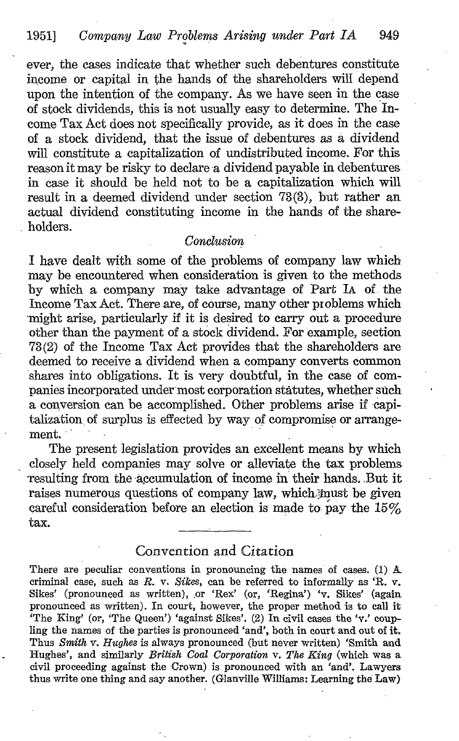ever, the cases indicate that whether such debentures constitute income or capital in the hands of the shareholders will depend upon the intention of the company. As we have seen in the case of stock dividends, this is not usually easy to determine. The Income Tax Act does not specifically provide, as it does in the case of a stock dividend, that the issue of debentures as a dividend will constitute a capitalization of undistributed income. For this reason it may be risky to declare a dividend payable in debentures in case it should be held not to be a capitalization which will result in a deemed dividend under section 73(3), but rather an actual dividend constituting income in the hands of the shareholders.

### *Conclusion*

I have dealt with some of the problems of company law which may be encountered when consideration is given to the methods by which a company may take advantage of Part IA of the Income Tax Act. There are, of course, many other problems which might arise, particularly if it is desired to carry out a procedure other than the payment of a stock dividend. For example, section 73(2) of the Income Tax Act provides that the shareholders are deemed to receive a dividend when a company converts common shares into obligations. It is very doubtful, in the case of companies incorporated under most corporation statutes, whether such a conversion can be accomplished. Other problems arise if capitalization of surplus is effected by way of compromise or arrangement.

The present legislation provides an excellent means by which closely held companies may solve or alleviate the tax problems resulting from the accumulation of income in their hands. But it raises numerous questions of company law, which must be given careful consideration before an election is made to pay the 15% tax.

---

## Convention and Citation

There are peculiar conventions in pronouncing the names of cases. (1) A criminal case, such as *R.* v. *Sikes*, can be referred to informally as 'R. v. Sikes' (pronounced as written), or 'Rex' (or, 'Regina') 'v. Sikes' (again pronounced as written). In court, however, the proper method is to call it 'The King' (or, 'The Queen') 'against Sikes'. (2) In civil cases the 'v.' coupling the names of the parties is pronounced 'and', both in court and out of it. Thus *Smith* v. *Hughes* is always pronounced (but never written) 'Smith and Hughes', and similarly *British Coal Corporation* v. *The King* (which was a civil proceeding against the Crown) is pronounced with an 'and'. Lawyers thus write one thing and say another. (Glanville Williams: Learning the Law)